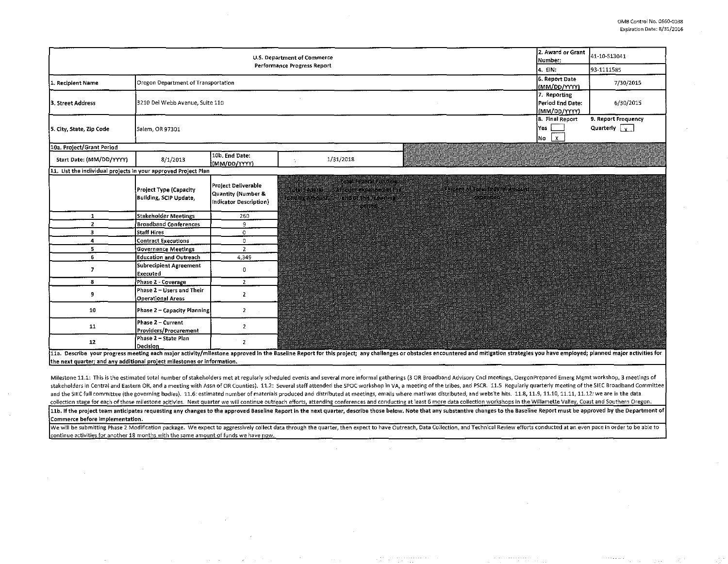OMB Control No. 0660-0038
Expiration Date: 8/31/2016

| U.S. Department of Commerce Performance Progress Report | | | | 2. Award or Grant Number: | 41-10-S13041 |
|---|---|---|---|---|---|
| | | | | 4. EIN: | 93-1111585 |
| 1. Recipient Name | Oregon Department of Transportation | | | 6. Report Date (MM/DD/YYYY) | 7/30/2015 |
| 3. Street Address | 3210 Del Webb Avenue, Suite 110 | | | 7. Reporting Period End Date: (MM/DD/YYYY) | 6/30/2015 |
| 5. City, State, Zip Code | Salem, OR 97301 | | | 8. Final Report Yes [ ] No [X] | 9. Report Frequency Quarterly [X] |
| 10a. Project/Grant Period | | | | | |
| Start Date: (MM/DD/YYYY) | 8/1/2013 | 10b. End Date: (MM/DD/YYYY) | 1/31/2018 | | |

**11. List the individual projects in your approved Project Plan**

| | Project Type (Capacity Building, SCIP Update, | Project Deliverable Quantity (Number & Indicator Description) |
|---|---|---|
| 1 | Stakeholder Meetings | 260 |
| 2 | Broadband Conferences | 9 |
| 3 | Staff Hires | 0 |
| 4 | Contract Executions | 0 |
| 5 | Governance Meetings | 2 |
| 6 | Education and Outreach | 4,349 |
| 7 | Subrecipient Agreement Executed | 0 |
| 8 | Phase 2 - Coverage | 2 |
| 9 | Phase 2 – Users and Their Operational Areas | 2 |
| 10 | Phase 2 – Capacity Planning | 2 |
| 11 | Phase 2 – Current Providers/Procurement | 2 |
| 12 | Phase 2 – State Plan Decision | 2 |

**11a. Describe your progress meeting each major activity/milestone approved in the Baseline Report for this project; any challenges or obstacles encountered and mitigation strategies you have employed; planned major activities for the next quarter; and any additional project milestones or information.**

Milestone 11.1: This is the estimated total number of stakeholders met at regularly scheduled events and several more informal gatherings (3 OR Broadband Advisory Cncl meetings, OergonPrepared Emerg Mgmt workshop, 3 meetings of stakeholders in Central and Eastern OR, and a meeting with Assn of OR Counties). 11.2: Several staff attended the SPOC workshop in VA, a meeting of the tribes, and PSCR. 11.5 Regularly quarterly meeting of the SIEC Broadband Committee and the SIEC full committee (the governing bodies). 11.6: estimated number of materials produced and distributed at meetings, emails where matl was distributed, and website hits. 11.8, 11.9, 11.10, 11.11, 11.12: we are in the data collection stage for each of these milestone acitivies. Next quarter we will continue outreach efforts, attending conferences and conducting at least 6 more data collection workshops in the Willamette Valley, Coast and Southern Oregon.

**11b. If the project team anticipates requesting any changes to the approved Baseline Report in the next quarter, describe those below. Note that any substantive changes to the Baseline Report must be approved by the Department of Commerce before implementation.**

We will be submitting Phase 2 Modification package. We expect to aggressively collect data through the quarter, then expect to have Outreach, Data Collection, and Technical Review efforts conducted at an even pace in order to be able to continue activities for another 18 months with the same amount of funds we have now.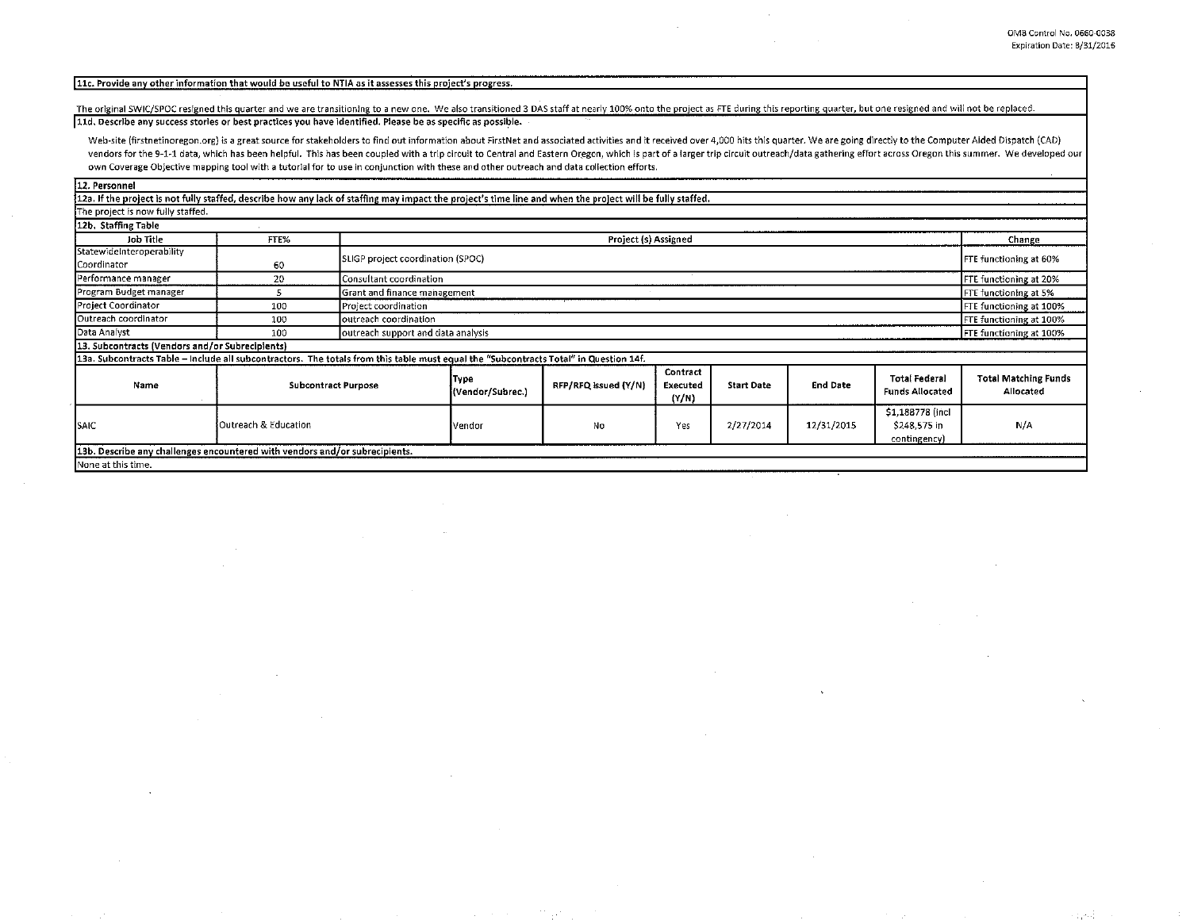**11c. Provide any other information that would be useful to NTIA as it assesses this project's progress.**

The original SWIC/SPOC resigned this quarter and we are transitioning to a new one. We also transitioned 3 DAS staff at nearly 100% onto the project as FTE during this reporting quarter, but one resigned and will not be replaced.

**11d. Describe any success stories or best practices you have identified. Please be as specific as possible.**

Web-site (firstnetinoregon.org) is a great source for stakeholders to find out information about FirstNet and associated activities and it received over 4,000 hits this quarter. We are going directly to the Computer Aided Dispatch (CAD) vendors for the 9-1-1 data, which has been helpful. This has been coupled with a trip circuit to Central and Eastern Oregon, which is part of a larger trip circuit outreach/data gathering effort across Oregon this summer. We developed our own Coverage Objective mapping tool with a tutorial for to use in conjunction with these and other outreach and data collection efforts.

**12. Personnel**

**12a. If the project is not fully staffed, describe how any lack of staffing may impact the project's time line and when the project will be fully staffed.**

The project is now fully staffed.

**12b. Staffing Table**

| Job Title | FTE% | Project (s) Assigned | Change |
|---|---|---|---|
| StatewideInteroperability Coordinator | 60 | SLIGP project coordination (SPOC) | FTE functioning at 60% |
| Performance manager | 20 | Consultant coordination | FTE functioning at 20% |
| Program Budget manager | 5 | Grant and finance management | FTE functioning at 5% |
| Project Coordinator | 100 | Project coordination | FTE functioning at 100% |
| Outreach coordinator | 100 | outreach coordination | FTE functioning at 100% |
| Data Analyst | 100 | outreach support and data analysis | FTE functioning at 100% |

**13. Subcontracts (Vendors and/or Subrecipients)**

**13a. Subcontracts Table – Include all subcontractors. The totals from this table must equal the "Subcontracts Total" in Question 14f.**

| Name | Subcontract Purpose | Type (Vendor/Subrec.) | RFP/RFQ Issued (Y/N) | Contract Executed (Y/N) | Start Date | End Date | Total Federal Funds Allocated | Total Matching Funds Allocated |
|---|---|---|---|---|---|---|---|---|
| SAIC | Outreach & Education | Vendor | No | Yes | 2/27/2014 | 12/31/2015 | $1,188778 (incl $248,575 in contingency) | N/A |

**13b. Describe any challenges encountered with vendors and/or subrecipients.**

None at this time.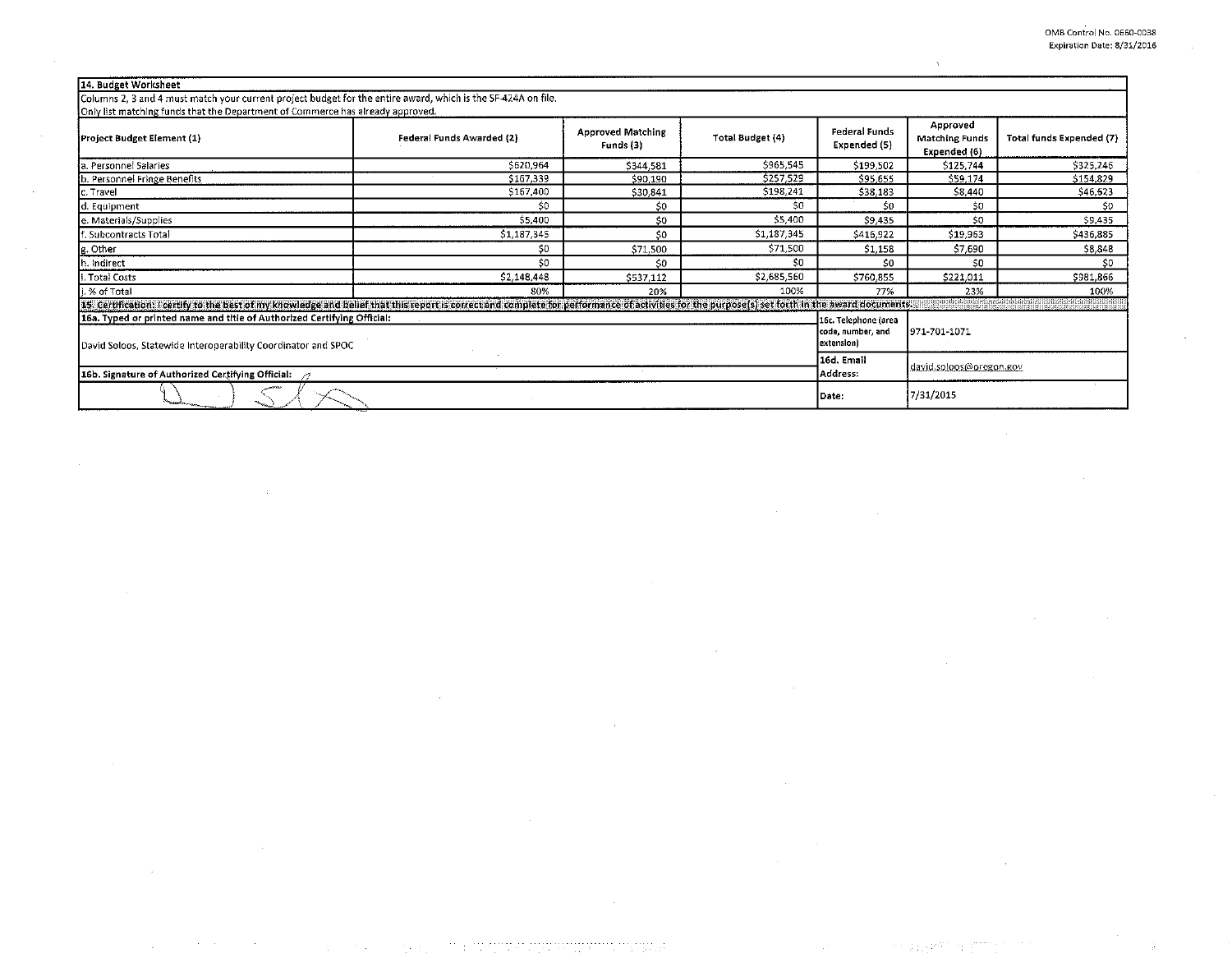OMB Control No. 0660-0038
Expiration Date: 8/31/2016

**14. Budget Worksheet**

Columns 2, 3 and 4 must match your current project budget for the entire award, which is the SF-424A on file.
Only list matching funds that the Department of Commerce has already approved.

| Project Budget Element (1) | Federal Funds Awarded (2) | Approved Matching Funds (3) | Total Budget (4) | Federal Funds Expended (5) | Approved Matching Funds Expended (6) | Total funds Expended (7) |
|---|---|---|---|---|---|---|
| a. Personnel Salaries | $620,964 | $344,581 | $965,545 | $199,502 | $125,744 | $325,246 |
| b. Personnel Fringe Benefits | $167,339 | $90,190 | $257,529 | $95,655 | $59,174 | $154,829 |
| c. Travel | $167,400 | $30,841 | $198,241 | $38,183 | $8,440 | $46,623 |
| d. Equipment | $0 | $0 | $0 | $0 | $0 | $0 |
| e. Materials/Supplies | $5,400 | $0 | $5,400 | $9,435 | $0 | $9,435 |
| f. Subcontracts Total | $1,187,345 | $0 | $1,187,345 | $416,922 | $19,963 | $436,885 |
| g. Other | $0 | $71,500 | $71,500 | $1,158 | $7,690 | $8,848 |
| h. Indirect | $0 | $0 | $0 | $0 | $0 | $0 |
| i. Total Costs | $2,148,448 | $537,112 | $2,685,560 | $760,855 | $221,011 | $981,866 |
| j. % of Total | 80% | 20% | 100% | 77% | 23% | 100% |

**15. Certification: I certify to the best of my knowledge and belief that this report is correct and complete for performance of activities for the purpose(s) set forth in the award documents.**

| | | |
|---|---|---|
| **16a. Typed or printed name and title of Authorized Certifying Official:** David Soloos, Statewide Interoperability Coordinator and SPOC | 16c. Telephone (area code, number, and extension) | 971-701-1071 |
| **16b. Signature of Authorized Certifying Official:** | 16d. Email Address: | david.soloos@oregon.gov |
| | Date: | 7/31/2015 |